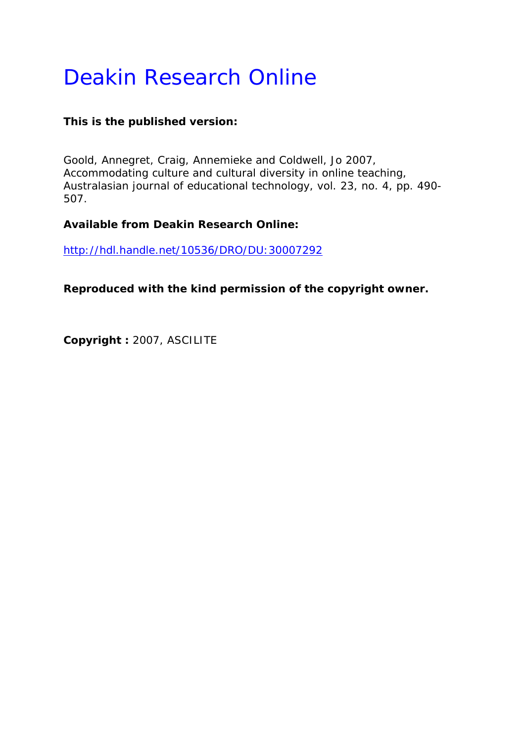# Deakin Research Online

**This is the published version:**

Goold, Annegret, Craig, Annemieke and Coldwell, Jo 2007, Accommodating culture and cultural diversity in online teaching, Australasian journal of educational technology, vol. 23, no. 4, pp. 490-507.

**Available from Deakin Research Online:**

http://hdl.handle.net/10536/DRO/DU:30007292

**Reproduced with the kind permission of the copyright owner.**

**Copyright :** 2007, ASCILITE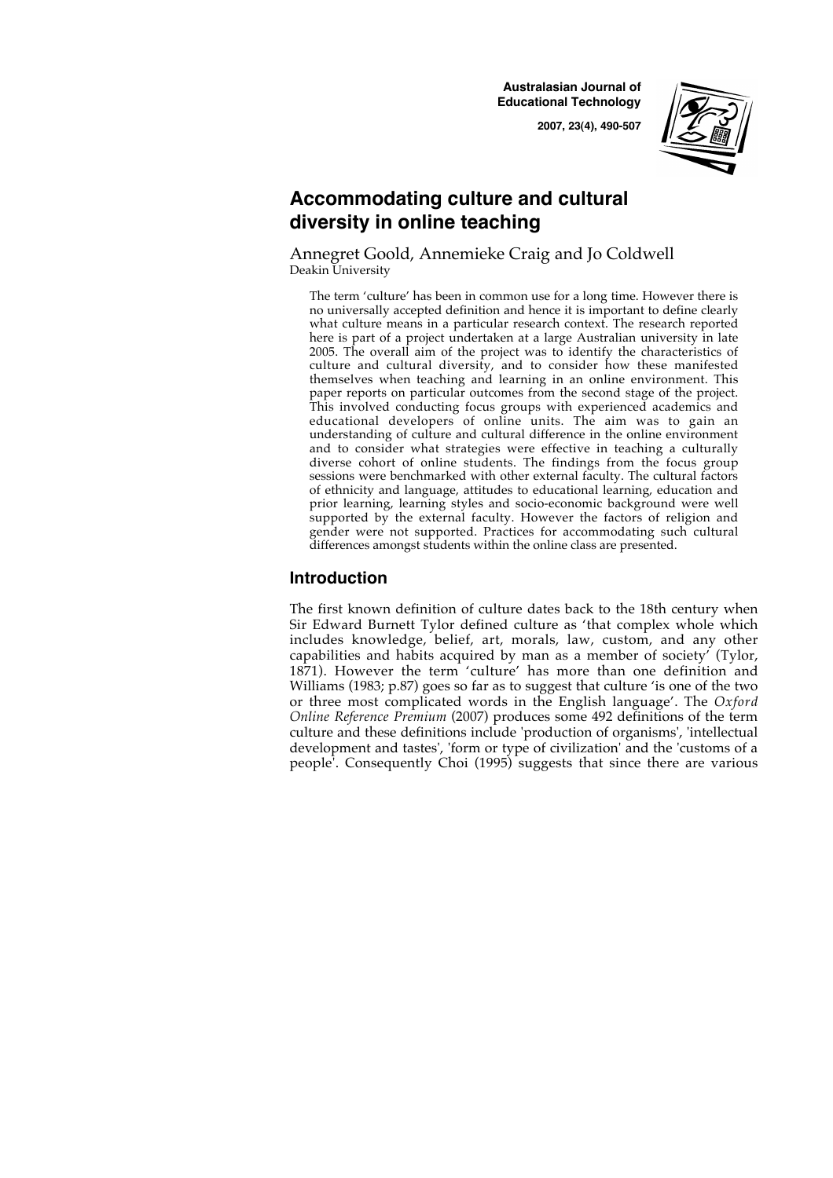# Accommodating culture and cultural diversity in online teaching

Annegret Goold, Annemieke Craig and Jo Coldwell
Deakin University

> The term 'culture' has been in common use for a long time. However there is no universally accepted definition and hence it is important to define clearly what culture means in a particular research context. The research reported here is part of a project undertaken at a large Australian university in late 2005. The overall aim of the project was to identify the characteristics of culture and cultural diversity, and to consider how these manifested themselves when teaching and learning in an online environment. This paper reports on particular outcomes from the second stage of the project. This involved conducting focus groups with experienced academics and educational developers of online units. The aim was to gain an understanding of culture and cultural difference in the online environment and to consider what strategies were effective in teaching a culturally diverse cohort of online students. The findings from the focus group sessions were benchmarked with other external faculty. The cultural factors of ethnicity and language, attitudes to educational learning, education and prior learning, learning styles and socio-economic background were well supported by the external faculty. However the factors of religion and gender were not supported. Practices for accommodating such cultural differences amongst students within the online class are presented.

## Introduction

The first known definition of culture dates back to the 18th century when Sir Edward Burnett Tylor defined culture as 'that complex whole which includes knowledge, belief, art, morals, law, custom, and any other capabilities and habits acquired by man as a member of society' (Tylor, 1871). However the term 'culture' has more than one definition and Williams (1983; p.87) goes so far as to suggest that culture 'is one of the two or three most complicated words in the English language'. The *Oxford Online Reference Premium* (2007) produces some 492 definitions of the term culture and these definitions include 'production of organisms', 'intellectual development and tastes', 'form or type of civilization' and the 'customs of a people'. Consequently Choi (1995) suggests that since there are various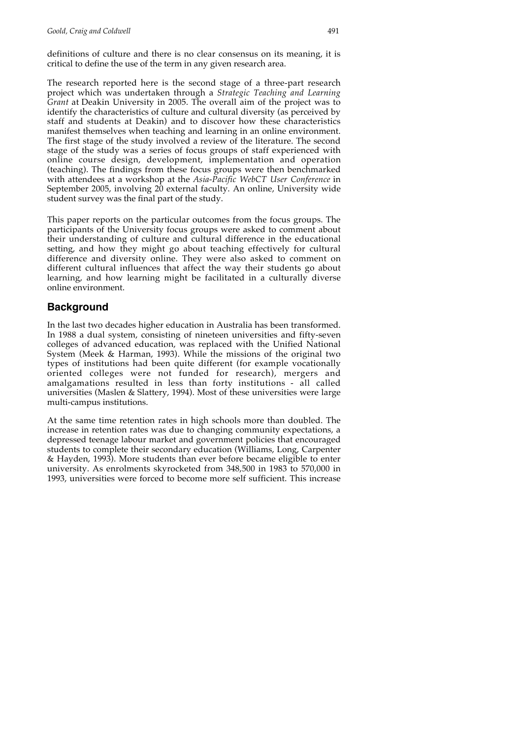definitions of culture and there is no clear consensus on its meaning, it is critical to define the use of the term in any given research area.

The research reported here is the second stage of a three-part research project which was undertaken through a *Strategic Teaching and Learning Grant* at Deakin University in 2005. The overall aim of the project was to identify the characteristics of culture and cultural diversity (as perceived by staff and students at Deakin) and to discover how these characteristics manifest themselves when teaching and learning in an online environment. The first stage of the study involved a review of the literature. The second stage of the study was a series of focus groups of staff experienced with online course design, development, implementation and operation (teaching). The findings from these focus groups were then benchmarked with attendees at a workshop at the *Asia-Pacific WebCT User Conference* in September 2005, involving 20 external faculty. An online, University wide student survey was the final part of the study.

This paper reports on the particular outcomes from the focus groups. The participants of the University focus groups were asked to comment about their understanding of culture and cultural difference in the educational setting, and how they might go about teaching effectively for cultural difference and diversity online. They were also asked to comment on different cultural influences that affect the way their students go about learning, and how learning might be facilitated in a culturally diverse online environment.

## Background

In the last two decades higher education in Australia has been transformed. In 1988 a dual system, consisting of nineteen universities and fifty-seven colleges of advanced education, was replaced with the Unified National System (Meek & Harman, 1993). While the missions of the original two types of institutions had been quite different (for example vocationally oriented colleges were not funded for research), mergers and amalgamations resulted in less than forty institutions - all called universities (Maslen & Slattery, 1994). Most of these universities were large multi-campus institutions.

At the same time retention rates in high schools more than doubled. The increase in retention rates was due to changing community expectations, a depressed teenage labour market and government policies that encouraged students to complete their secondary education (Williams, Long, Carpenter & Hayden, 1993). More students than ever before became eligible to enter university. As enrolments skyrocketed from 348,500 in 1983 to 570,000 in 1993, universities were forced to become more self sufficient. This increase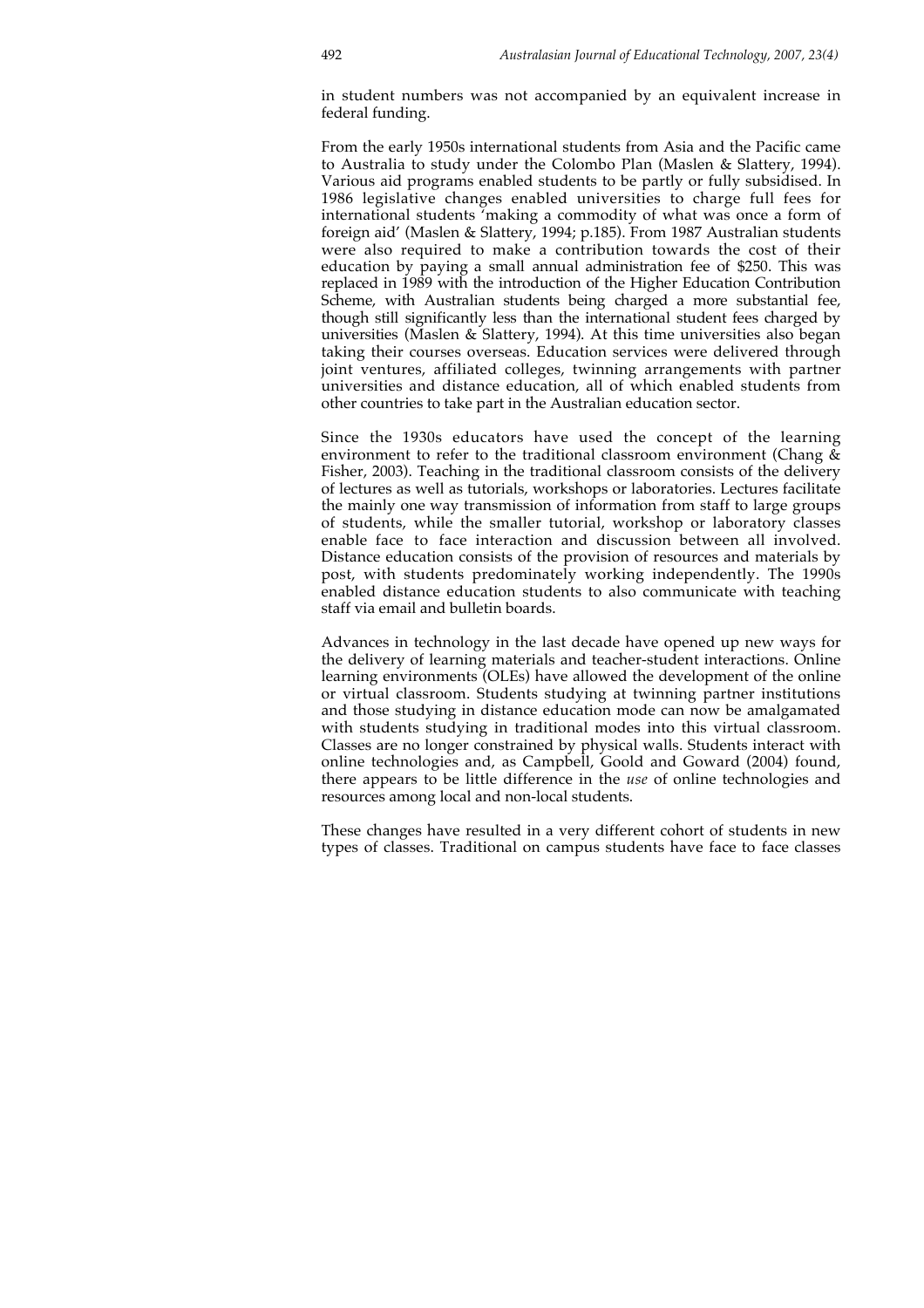in student numbers was not accompanied by an equivalent increase in federal funding.

From the early 1950s international students from Asia and the Pacific came to Australia to study under the Colombo Plan (Maslen & Slattery, 1994). Various aid programs enabled students to be partly or fully subsidised. In 1986 legislative changes enabled universities to charge full fees for international students 'making a commodity of what was once a form of foreign aid' (Maslen & Slattery, 1994; p.185). From 1987 Australian students were also required to make a contribution towards the cost of their education by paying a small annual administration fee of $250. This was replaced in 1989 with the introduction of the Higher Education Contribution Scheme, with Australian students being charged a more substantial fee, though still significantly less than the international student fees charged by universities (Maslen & Slattery, 1994). At this time universities also began taking their courses overseas. Education services were delivered through joint ventures, affiliated colleges, twinning arrangements with partner universities and distance education, all of which enabled students from other countries to take part in the Australian education sector.

Since the 1930s educators have used the concept of the learning environment to refer to the traditional classroom environment (Chang & Fisher, 2003). Teaching in the traditional classroom consists of the delivery of lectures as well as tutorials, workshops or laboratories. Lectures facilitate the mainly one way transmission of information from staff to large groups of students, while the smaller tutorial, workshop or laboratory classes enable face to face interaction and discussion between all involved. Distance education consists of the provision of resources and materials by post, with students predominately working independently. The 1990s enabled distance education students to also communicate with teaching staff via email and bulletin boards.

Advances in technology in the last decade have opened up new ways for the delivery of learning materials and teacher-student interactions. Online learning environments (OLEs) have allowed the development of the online or virtual classroom. Students studying at twinning partner institutions and those studying in distance education mode can now be amalgamated with students studying in traditional modes into this virtual classroom. Classes are no longer constrained by physical walls. Students interact with online technologies and, as Campbell, Goold and Goward (2004) found, there appears to be little difference in the *use* of online technologies and resources among local and non-local students.

These changes have resulted in a very different cohort of students in new types of classes. Traditional on campus students have face to face classes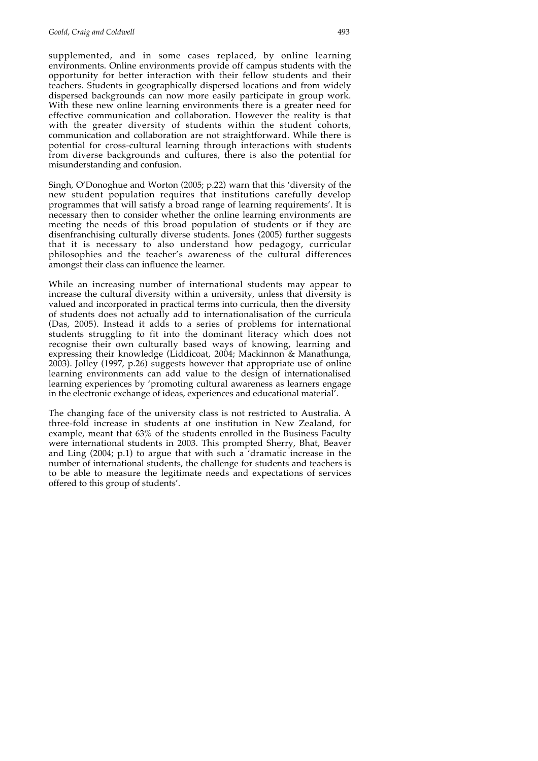supplemented, and in some cases replaced, by online learning environments. Online environments provide off campus students with the opportunity for better interaction with their fellow students and their teachers. Students in geographically dispersed locations and from widely dispersed backgrounds can now more easily participate in group work. With these new online learning environments there is a greater need for effective communication and collaboration. However the reality is that with the greater diversity of students within the student cohorts, communication and collaboration are not straightforward. While there is potential for cross-cultural learning through interactions with students from diverse backgrounds and cultures, there is also the potential for misunderstanding and confusion.

Singh, O'Donoghue and Worton (2005; p.22) warn that this 'diversity of the new student population requires that institutions carefully develop programmes that will satisfy a broad range of learning requirements'. It is necessary then to consider whether the online learning environments are meeting the needs of this broad population of students or if they are disenfranchising culturally diverse students. Jones (2005) further suggests that it is necessary to also understand how pedagogy, curricular philosophies and the teacher's awareness of the cultural differences amongst their class can influence the learner.

While an increasing number of international students may appear to increase the cultural diversity within a university, unless that diversity is valued and incorporated in practical terms into curricula, then the diversity of students does not actually add to internationalisation of the curricula (Das, 2005). Instead it adds to a series of problems for international students struggling to fit into the dominant literacy which does not recognise their own culturally based ways of knowing, learning and expressing their knowledge (Liddicoat, 2004; Mackinnon & Manathunga, 2003). Jolley (1997, p.26) suggests however that appropriate use of online learning environments can add value to the design of internationalised learning experiences by 'promoting cultural awareness as learners engage in the electronic exchange of ideas, experiences and educational material'.

The changing face of the university class is not restricted to Australia. A three-fold increase in students at one institution in New Zealand, for example, meant that 63% of the students enrolled in the Business Faculty were international students in 2003. This prompted Sherry, Bhat, Beaver and Ling (2004; p.1) to argue that with such a 'dramatic increase in the number of international students, the challenge for students and teachers is to be able to measure the legitimate needs and expectations of services offered to this group of students'.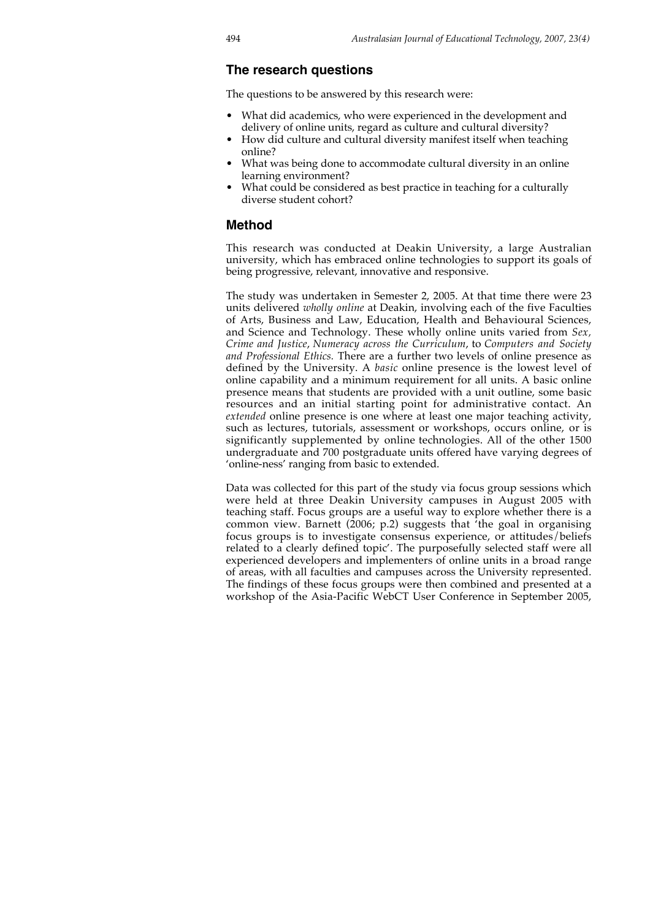## The research questions

The questions to be answered by this research were:

- What did academics, who were experienced in the development and delivery of online units, regard as culture and cultural diversity?
- How did culture and cultural diversity manifest itself when teaching online?
- What was being done to accommodate cultural diversity in an online learning environment?
- What could be considered as best practice in teaching for a culturally diverse student cohort?

## Method

This research was conducted at Deakin University, a large Australian university, which has embraced online technologies to support its goals of being progressive, relevant, innovative and responsive.

The study was undertaken in Semester 2, 2005. At that time there were 23 units delivered *wholly online* at Deakin, involving each of the five Faculties of Arts, Business and Law, Education, Health and Behavioural Sciences, and Science and Technology. These wholly online units varied from *Sex, Crime and Justice*, *Numeracy across the Curriculum*, to *Computers and Society and Professional Ethics.* There are a further two levels of online presence as defined by the University. A *basic* online presence is the lowest level of online capability and a minimum requirement for all units. A basic online presence means that students are provided with a unit outline, some basic resources and an initial starting point for administrative contact. An *extended* online presence is one where at least one major teaching activity, such as lectures, tutorials, assessment or workshops, occurs online, or is significantly supplemented by online technologies. All of the other 1500 undergraduate and 700 postgraduate units offered have varying degrees of 'online-ness' ranging from basic to extended.

Data was collected for this part of the study via focus group sessions which were held at three Deakin University campuses in August 2005 with teaching staff. Focus groups are a useful way to explore whether there is a common view. Barnett (2006; p.2) suggests that 'the goal in organising focus groups is to investigate consensus experience, or attitudes/beliefs related to a clearly defined topic'. The purposefully selected staff were all experienced developers and implementers of online units in a broad range of areas, with all faculties and campuses across the University represented. The findings of these focus groups were then combined and presented at a workshop of the Asia-Pacific WebCT User Conference in September 2005,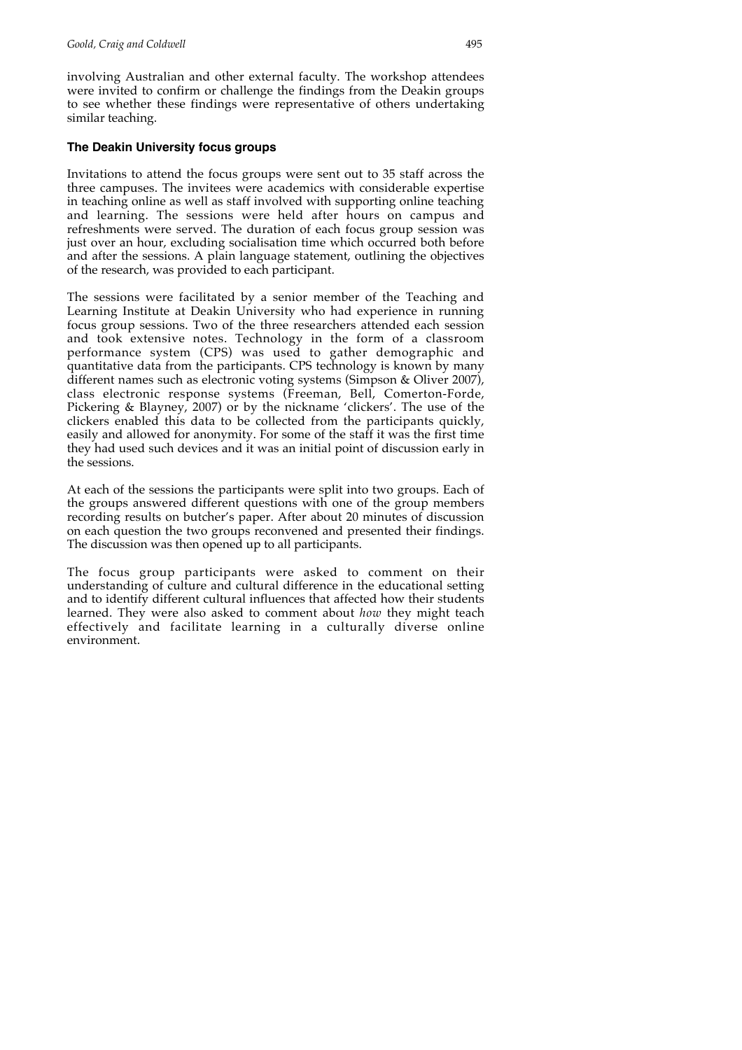involving Australian and other external faculty. The workshop attendees were invited to confirm or challenge the findings from the Deakin groups to see whether these findings were representative of others undertaking similar teaching.

### The Deakin University focus groups

Invitations to attend the focus groups were sent out to 35 staff across the three campuses. The invitees were academics with considerable expertise in teaching online as well as staff involved with supporting online teaching and learning. The sessions were held after hours on campus and refreshments were served. The duration of each focus group session was just over an hour, excluding socialisation time which occurred both before and after the sessions. A plain language statement, outlining the objectives of the research, was provided to each participant.

The sessions were facilitated by a senior member of the Teaching and Learning Institute at Deakin University who had experience in running focus group sessions. Two of the three researchers attended each session and took extensive notes. Technology in the form of a classroom performance system (CPS) was used to gather demographic and quantitative data from the participants. CPS technology is known by many different names such as electronic voting systems (Simpson & Oliver 2007), class electronic response systems (Freeman, Bell, Comerton-Forde, Pickering & Blayney, 2007) or by the nickname 'clickers'. The use of the clickers enabled this data to be collected from the participants quickly, easily and allowed for anonymity. For some of the staff it was the first time they had used such devices and it was an initial point of discussion early in the sessions.

At each of the sessions the participants were split into two groups. Each of the groups answered different questions with one of the group members recording results on butcher's paper. After about 20 minutes of discussion on each question the two groups reconvened and presented their findings. The discussion was then opened up to all participants.

The focus group participants were asked to comment on their understanding of culture and cultural difference in the educational setting and to identify different cultural influences that affected how their students learned. They were also asked to comment about *how* they might teach effectively and facilitate learning in a culturally diverse online environment.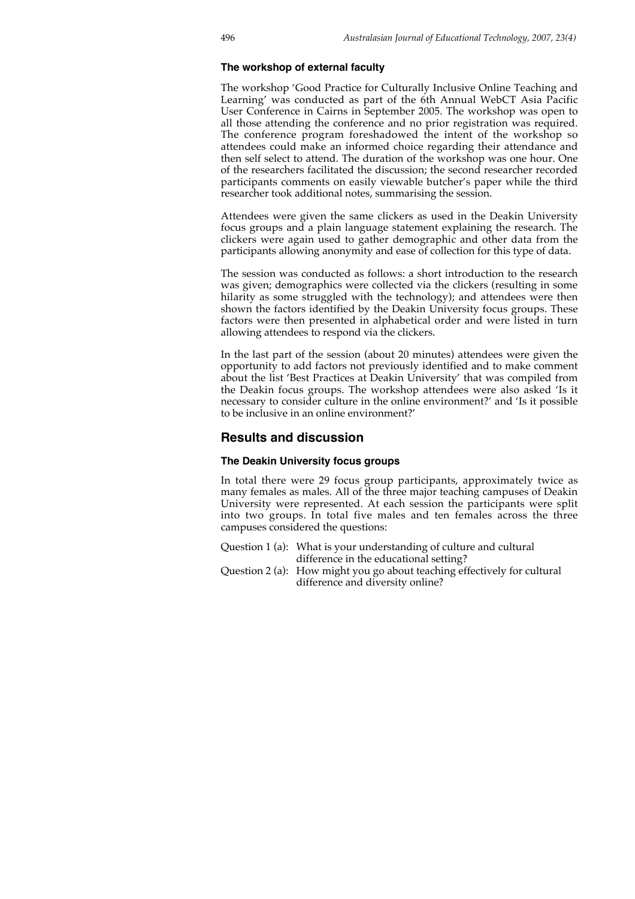### The workshop of external faculty

The workshop 'Good Practice for Culturally Inclusive Online Teaching and Learning' was conducted as part of the 6th Annual WebCT Asia Pacific User Conference in Cairns in September 2005. The workshop was open to all those attending the conference and no prior registration was required. The conference program foreshadowed the intent of the workshop so attendees could make an informed choice regarding their attendance and then self select to attend. The duration of the workshop was one hour. One of the researchers facilitated the discussion; the second researcher recorded participants comments on easily viewable butcher's paper while the third researcher took additional notes, summarising the session.

Attendees were given the same clickers as used in the Deakin University focus groups and a plain language statement explaining the research. The clickers were again used to gather demographic and other data from the participants allowing anonymity and ease of collection for this type of data.

The session was conducted as follows: a short introduction to the research was given; demographics were collected via the clickers (resulting in some hilarity as some struggled with the technology); and attendees were then shown the factors identified by the Deakin University focus groups. These factors were then presented in alphabetical order and were listed in turn allowing attendees to respond via the clickers.

In the last part of the session (about 20 minutes) attendees were given the opportunity to add factors not previously identified and to make comment about the list 'Best Practices at Deakin University' that was compiled from the Deakin focus groups. The workshop attendees were also asked 'Is it necessary to consider culture in the online environment?' and 'Is it possible to be inclusive in an online environment?'

## Results and discussion

### The Deakin University focus groups

In total there were 29 focus group participants, approximately twice as many females as males. All of the three major teaching campuses of Deakin University were represented. At each session the participants were split into two groups. In total five males and ten females across the three campuses considered the questions:

Question 1 (a): What is your understanding of culture and cultural difference in the educational setting?
Question 2 (a): How might you go about teaching effectively for cultural difference and diversity online?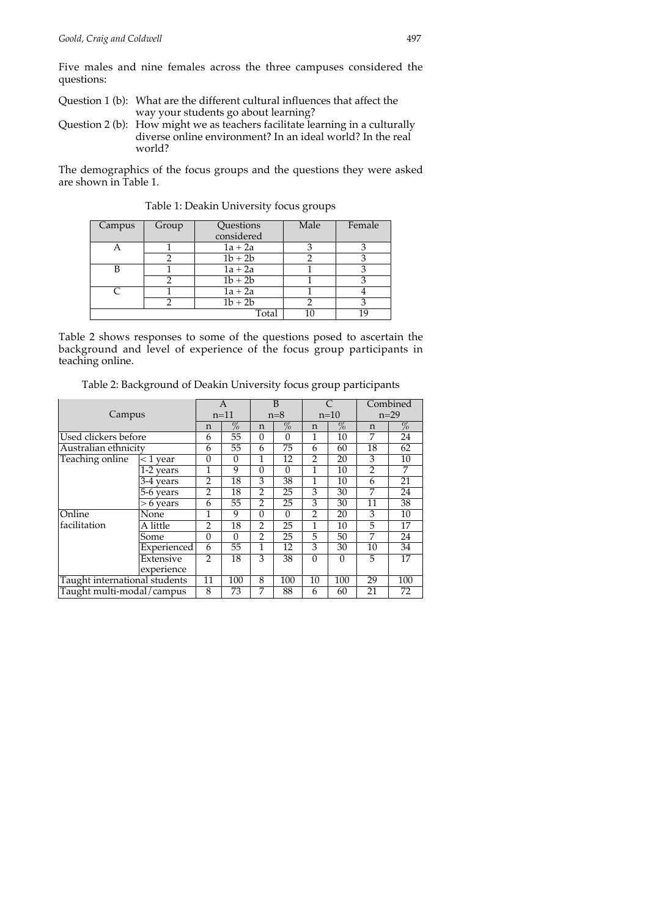Five males and nine females across the three campuses considered the questions:

Question 1 (b): What are the different cultural influences that affect the way your students go about learning?

Question 2 (b): How might we as teachers facilitate learning in a culturally diverse online environment? In an ideal world? In the real world?

The demographics of the focus groups and the questions they were asked are shown in Table 1.

Table 1: Deakin University focus groups

| Campus | Group | Questions considered | Male | Female |
|---|---|---|---|---|
| A | 1 | 1a + 2a | 3 | 3 |
| | 2 | 1b + 2b | 2 | 3 |
| B | 1 | 1a + 2a | 1 | 3 |
| | 2 | 1b + 2b | 1 | 3 |
| C | 1 | 1a + 2a | 1 | 4 |
| | 2 | 1b + 2b | 2 | 3 |
| | | Total | 10 | 19 |

Table 2 shows responses to some of the questions posed to ascertain the background and level of experience of the focus group participants in teaching online.

Table 2: Background of Deakin University focus group participants

| Campus | | A n=11 | | B n=8 | | C n=10 | | Combined n=29 | |
|---|---|---|---|---|---|---|---|---|---|
| | | n | % | n | % | n | % | n | % |
| Used clickers before | | 6 | 55 | 0 | 0 | 1 | 10 | 7 | 24 |
| Australian ethnicity | | 6 | 55 | 6 | 75 | 6 | 60 | 18 | 62 |
| Teaching online | < 1 year | 0 | 0 | 1 | 12 | 2 | 20 | 3 | 10 |
| | 1-2 years | 1 | 9 | 0 | 0 | 1 | 10 | 2 | 7 |
| | 3-4 years | 2 | 18 | 3 | 38 | 1 | 10 | 6 | 21 |
| | 5-6 years | 2 | 18 | 2 | 25 | 3 | 30 | 7 | 24 |
| | > 6 years | 6 | 55 | 2 | 25 | 3 | 30 | 11 | 38 |
| Online facilitation | None | 1 | 9 | 0 | 0 | 2 | 20 | 3 | 10 |
| | A little | 2 | 18 | 2 | 25 | 1 | 10 | 5 | 17 |
| | Some | 0 | 0 | 2 | 25 | 5 | 50 | 7 | 24 |
| | Experienced | 6 | 55 | 1 | 12 | 3 | 30 | 10 | 34 |
| | Extensive experience | 2 | 18 | 3 | 38 | 0 | 0 | 5 | 17 |
| Taught international students | | 11 | 100 | 8 | 100 | 10 | 100 | 29 | 100 |
| Taught multi-modal/campus | | 8 | 73 | 7 | 88 | 6 | 60 | 21 | 72 |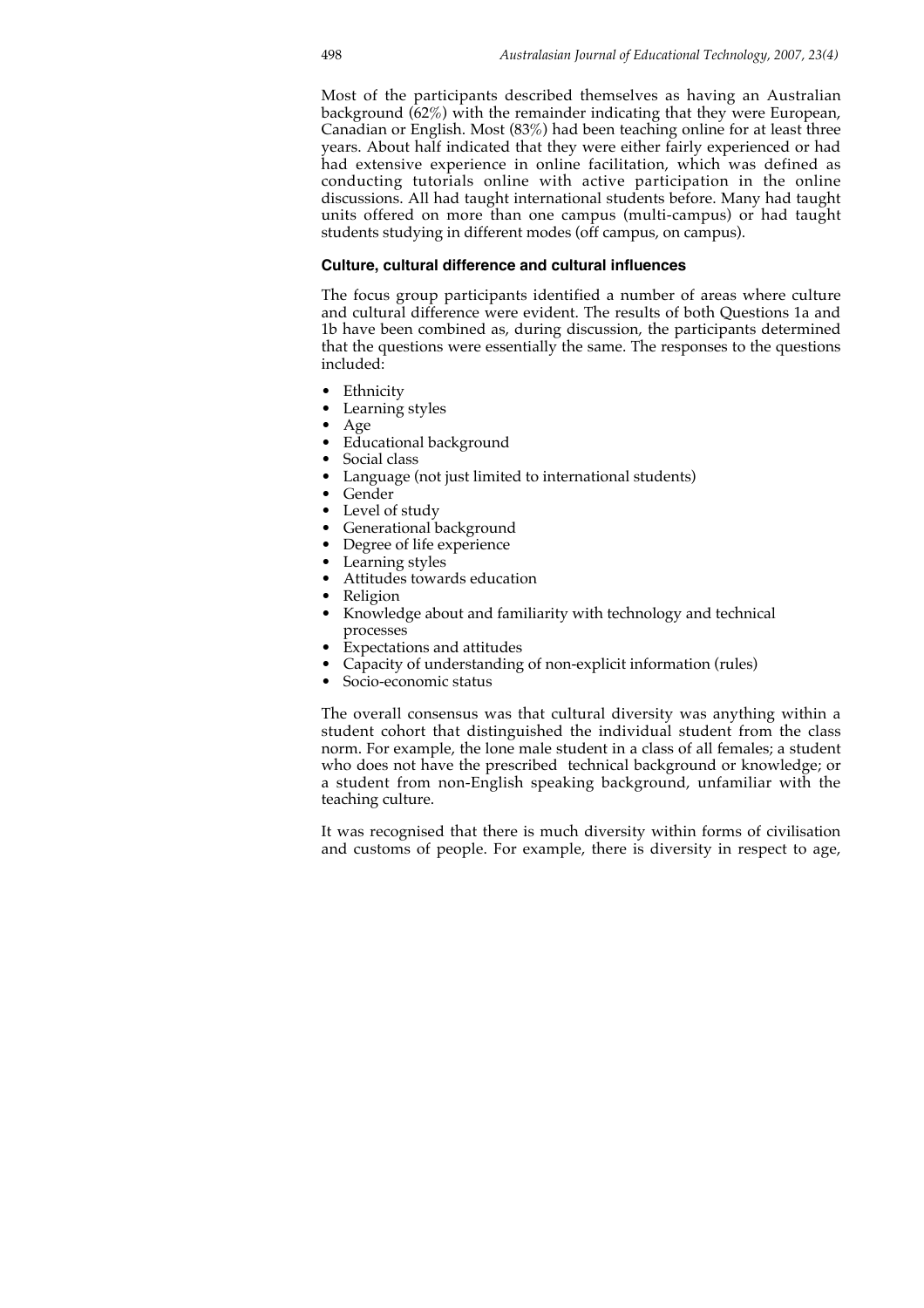Most of the participants described themselves as having an Australian background (62%) with the remainder indicating that they were European, Canadian or English. Most (83%) had been teaching online for at least three years. About half indicated that they were either fairly experienced or had had extensive experience in online facilitation, which was defined as conducting tutorials online with active participation in the online discussions. All had taught international students before. Many had taught units offered on more than one campus (multi-campus) or had taught students studying in different modes (off campus, on campus).

#### Culture, cultural difference and cultural influences

The focus group participants identified a number of areas where culture and cultural difference were evident. The results of both Questions 1a and 1b have been combined as, during discussion, the participants determined that the questions were essentially the same. The responses to the questions included:

- Ethnicity
- Learning styles
- Age
- Educational background
- Social class
- Language (not just limited to international students)
- Gender
- Level of study
- Generational background
- Degree of life experience
- Learning styles
- Attitudes towards education
- Religion
- Knowledge about and familiarity with technology and technical processes
- Expectations and attitudes
- Capacity of understanding of non-explicit information (rules)
- Socio-economic status

The overall consensus was that cultural diversity was anything within a student cohort that distinguished the individual student from the class norm. For example, the lone male student in a class of all females; a student who does not have the prescribed technical background or knowledge; or a student from non-English speaking background, unfamiliar with the teaching culture.

It was recognised that there is much diversity within forms of civilisation and customs of people. For example, there is diversity in respect to age,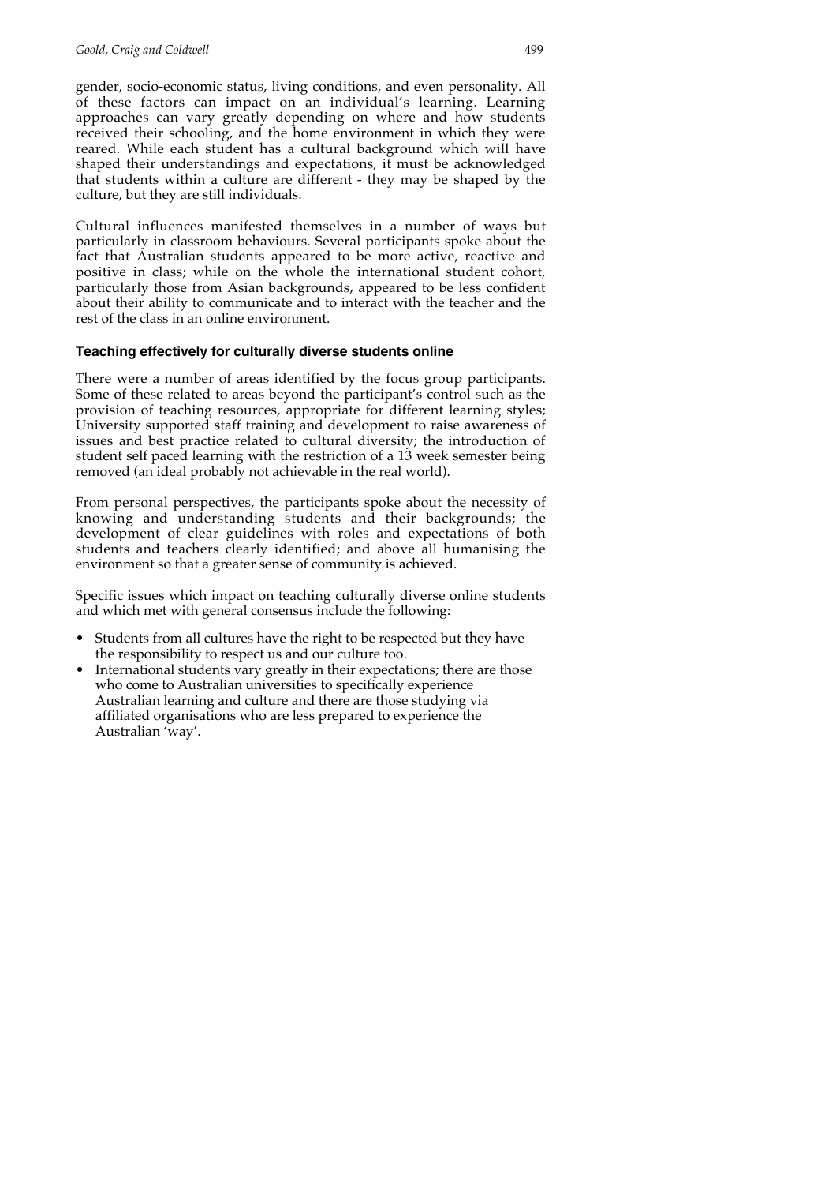gender, socio-economic status, living conditions, and even personality. All of these factors can impact on an individual's learning. Learning approaches can vary greatly depending on where and how students received their schooling, and the home environment in which they were reared. While each student has a cultural background which will have shaped their understandings and expectations, it must be acknowledged that students within a culture are different - they may be shaped by the culture, but they are still individuals.

Cultural influences manifested themselves in a number of ways but particularly in classroom behaviours. Several participants spoke about the fact that Australian students appeared to be more active, reactive and positive in class; while on the whole the international student cohort, particularly those from Asian backgrounds, appeared to be less confident about their ability to communicate and to interact with the teacher and the rest of the class in an online environment.

### Teaching effectively for culturally diverse students online

There were a number of areas identified by the focus group participants. Some of these related to areas beyond the participant's control such as the provision of teaching resources, appropriate for different learning styles; University supported staff training and development to raise awareness of issues and best practice related to cultural diversity; the introduction of student self paced learning with the restriction of a 13 week semester being removed (an ideal probably not achievable in the real world).

From personal perspectives, the participants spoke about the necessity of knowing and understanding students and their backgrounds; the development of clear guidelines with roles and expectations of both students and teachers clearly identified; and above all humanising the environment so that a greater sense of community is achieved.

Specific issues which impact on teaching culturally diverse online students and which met with general consensus include the following:

- Students from all cultures have the right to be respected but they have the responsibility to respect us and our culture too.
- International students vary greatly in their expectations; there are those who come to Australian universities to specifically experience Australian learning and culture and there are those studying via affiliated organisations who are less prepared to experience the Australian 'way'.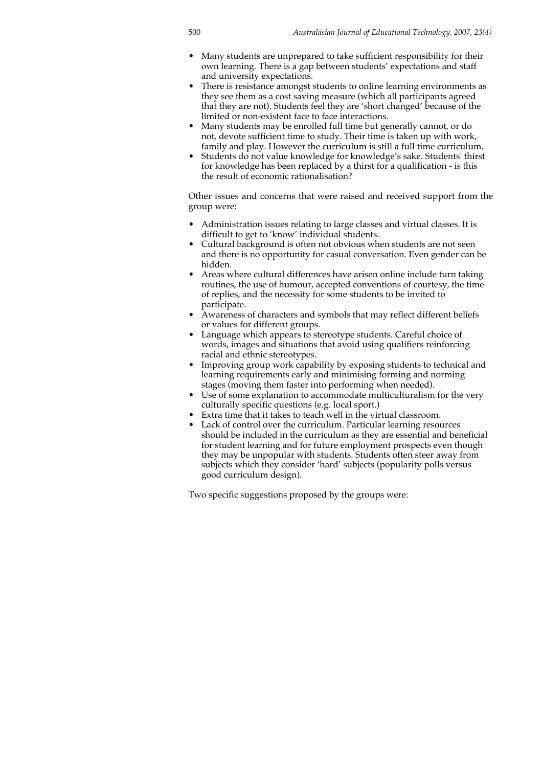- Many students are unprepared to take sufficient responsibility for their own learning. There is a gap between students' expectations and staff and university expectations.
- There is resistance amongst students to online learning environments as they see them as a cost saving measure (which all participants agreed that they are not). Students feel they are 'short changed' because of the limited or non-existent face to face interactions.
- Many students may be enrolled full time but generally cannot, or do not, devote sufficient time to study. Their time is taken up with work, family and play. However the curriculum is still a full time curriculum.
- Students do not value knowledge for knowledge's sake. Students' thirst for knowledge has been replaced by a thirst for a qualification - is this the result of economic rationalisation?

Other issues and concerns that were raised and received support from the group were:

- Administration issues relating to large classes and virtual classes. It is difficult to get to 'know' individual students.
- Cultural background is often not obvious when students are not seen and there is no opportunity for casual conversation. Even gender can be hidden.
- Areas where cultural differences have arisen online include turn taking routines, the use of humour, accepted conventions of courtesy, the time of replies, and the necessity for some students to be invited to participate.
- Awareness of characters and symbols that may reflect different beliefs or values for different groups.
- Language which appears to stereotype students. Careful choice of words, images and situations that avoid using qualifiers reinforcing racial and ethnic stereotypes.
- Improving group work capability by exposing students to technical and learning requirements early and minimising forming and norming stages (moving them faster into performing when needed).
- Use of some explanation to accommodate multiculturalism for the very culturally specific questions (e.g. local sport.)
- Extra time that it takes to teach well in the virtual classroom.
- Lack of control over the curriculum. Particular learning resources should be included in the curriculum as they are essential and beneficial for student learning and for future employment prospects even though they may be unpopular with students. Students often steer away from subjects which they consider 'hard' subjects (popularity polls versus good curriculum design).

Two specific suggestions proposed by the groups were: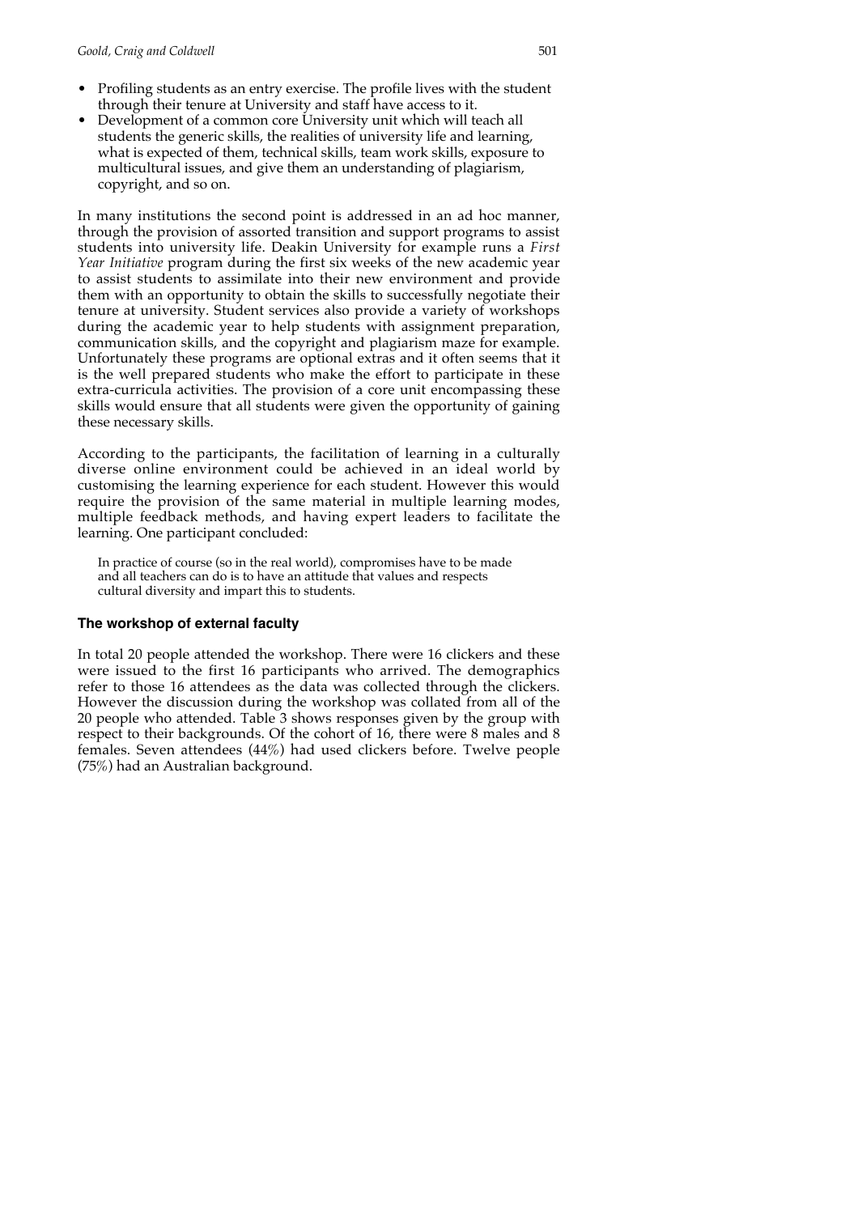- Profiling students as an entry exercise. The profile lives with the student through their tenure at University and staff have access to it.
- Development of a common core University unit which will teach all students the generic skills, the realities of university life and learning, what is expected of them, technical skills, team work skills, exposure to multicultural issues, and give them an understanding of plagiarism, copyright, and so on.

In many institutions the second point is addressed in an ad hoc manner, through the provision of assorted transition and support programs to assist students into university life. Deakin University for example runs a *First Year Initiative* program during the first six weeks of the new academic year to assist students to assimilate into their new environment and provide them with an opportunity to obtain the skills to successfully negotiate their tenure at university. Student services also provide a variety of workshops during the academic year to help students with assignment preparation, communication skills, and the copyright and plagiarism maze for example. Unfortunately these programs are optional extras and it often seems that it is the well prepared students who make the effort to participate in these extra-curricula activities. The provision of a core unit encompassing these skills would ensure that all students were given the opportunity of gaining these necessary skills.

According to the participants, the facilitation of learning in a culturally diverse online environment could be achieved in an ideal world by customising the learning experience for each student. However this would require the provision of the same material in multiple learning modes, multiple feedback methods, and having expert leaders to facilitate the learning. One participant concluded:

> In practice of course (so in the real world), compromises have to be made and all teachers can do is to have an attitude that values and respects cultural diversity and impart this to students.

### The workshop of external faculty

In total 20 people attended the workshop. There were 16 clickers and these were issued to the first 16 participants who arrived. The demographics refer to those 16 attendees as the data was collected through the clickers. However the discussion during the workshop was collated from all of the 20 people who attended. Table 3 shows responses given by the group with respect to their backgrounds. Of the cohort of 16, there were 8 males and 8 females. Seven attendees (44%) had used clickers before. Twelve people (75%) had an Australian background.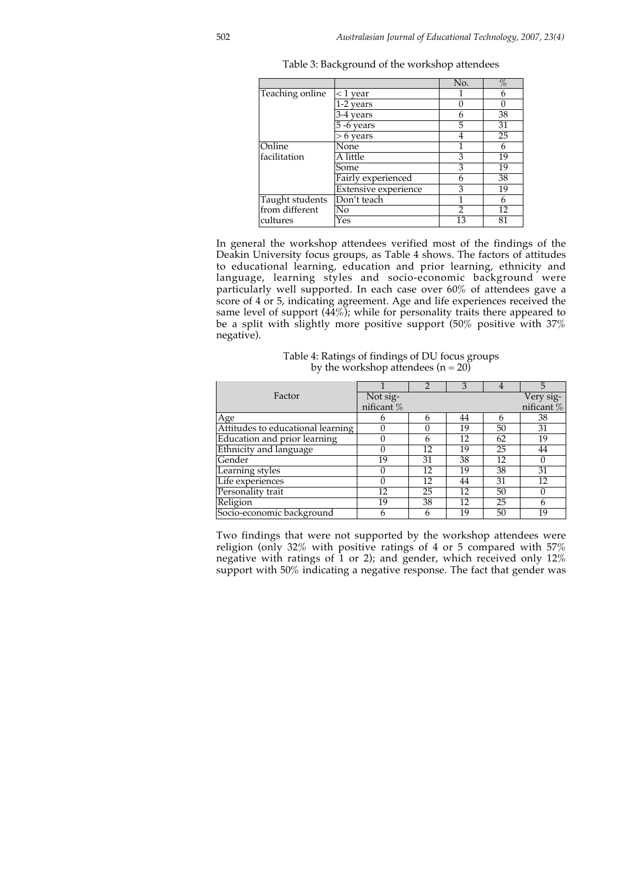Table 3: Background of the workshop attendees

| | | No. | % |
|---|---|---|---|
| Teaching online | < 1 year | 1 | 6 |
| | 1-2 years | 0 | 0 |
| | 3-4 years | 6 | 38 |
| | 5 -6 years | 5 | 31 |
| | > 6 years | 4 | 25 |
| Online facilitation | None | 1 | 6 |
| | A little | 3 | 19 |
| | Some | 3 | 19 |
| | Fairly experienced | 6 | 38 |
| | Extensive experience | 3 | 19 |
| Taught students from different cultures | Don't teach | 1 | 6 |
| | No | 2 | 12 |
| | Yes | 13 | 81 |

In general the workshop attendees verified most of the findings of the Deakin University focus groups, as Table 4 shows. The factors of attitudes to educational learning, education and prior learning, ethnicity and language, learning styles and socio-economic background were particularly well supported. In each case over 60% of attendees gave a score of 4 or 5, indicating agreement. Age and life experiences received the same level of support (44%); while for personality traits there appeared to be a split with slightly more positive support (50% positive with 37% negative).

Table 4: Ratings of findings of DU focus groups by the workshop attendees (n = 20)

| Factor | 1<br>Not significant % | 2 | 3 | 4 | 5<br>Very significant % |
|---|---|---|---|---|---|
| Age | 6 | 6 | 44 | 6 | 38 |
| Attitudes to educational learning | 0 | 0 | 19 | 50 | 31 |
| Education and prior learning | 0 | 6 | 12 | 62 | 19 |
| Ethnicity and language | 0 | 12 | 19 | 25 | 44 |
| Gender | 19 | 31 | 38 | 12 | 0 |
| Learning styles | 0 | 12 | 19 | 38 | 31 |
| Life experiences | 0 | 12 | 44 | 31 | 12 |
| Personality trait | 12 | 25 | 12 | 50 | 0 |
| Religion | 19 | 38 | 12 | 25 | 6 |
| Socio-economic background | 6 | 6 | 19 | 50 | 19 |

Two findings that were not supported by the workshop attendees were religion (only 32% with positive ratings of 4 or 5 compared with 57% negative with ratings of 1 or 2); and gender, which received only 12% support with 50% indicating a negative response. The fact that gender was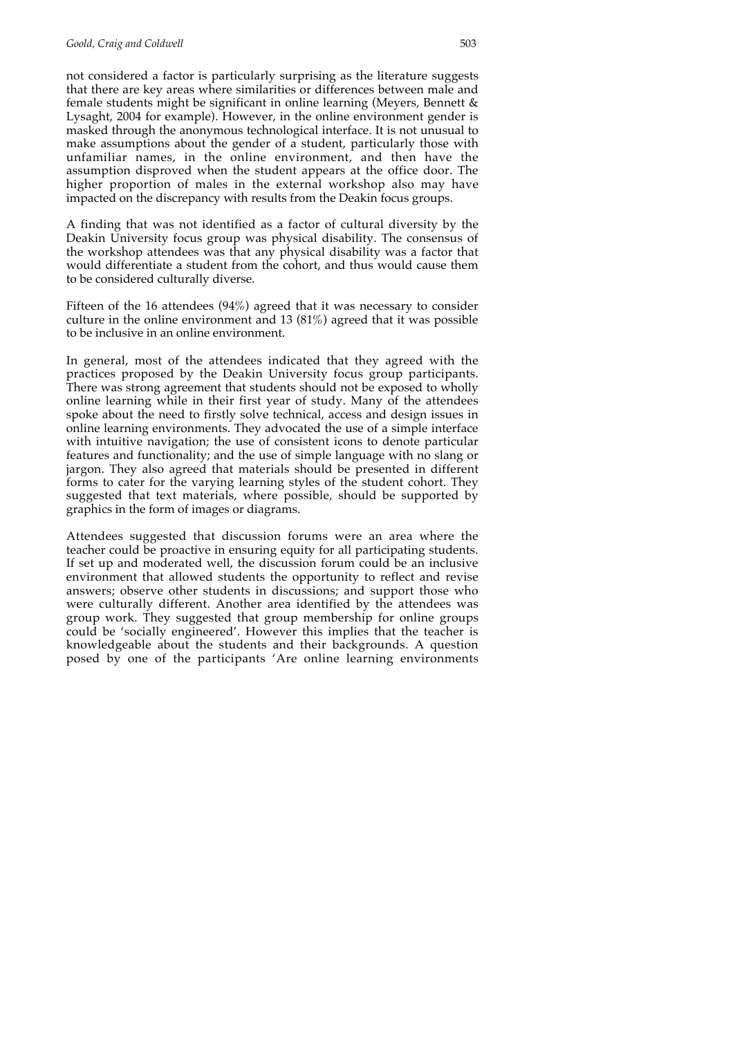not considered a factor is particularly surprising as the literature suggests that there are key areas where similarities or differences between male and female students might be significant in online learning (Meyers, Bennett & Lysaght, 2004 for example). However, in the online environment gender is masked through the anonymous technological interface. It is not unusual to make assumptions about the gender of a student, particularly those with unfamiliar names, in the online environment, and then have the assumption disproved when the student appears at the office door. The higher proportion of males in the external workshop also may have impacted on the discrepancy with results from the Deakin focus groups.

A finding that was not identified as a factor of cultural diversity by the Deakin University focus group was physical disability. The consensus of the workshop attendees was that any physical disability was a factor that would differentiate a student from the cohort, and thus would cause them to be considered culturally diverse.

Fifteen of the 16 attendees (94%) agreed that it was necessary to consider culture in the online environment and 13 (81%) agreed that it was possible to be inclusive in an online environment.

In general, most of the attendees indicated that they agreed with the practices proposed by the Deakin University focus group participants. There was strong agreement that students should not be exposed to wholly online learning while in their first year of study. Many of the attendees spoke about the need to firstly solve technical, access and design issues in online learning environments. They advocated the use of a simple interface with intuitive navigation; the use of consistent icons to denote particular features and functionality; and the use of simple language with no slang or jargon. They also agreed that materials should be presented in different forms to cater for the varying learning styles of the student cohort. They suggested that text materials, where possible, should be supported by graphics in the form of images or diagrams.

Attendees suggested that discussion forums were an area where the teacher could be proactive in ensuring equity for all participating students. If set up and moderated well, the discussion forum could be an inclusive environment that allowed students the opportunity to reflect and revise answers; observe other students in discussions; and support those who were culturally different. Another area identified by the attendees was group work. They suggested that group membership for online groups could be 'socially engineered'. However this implies that the teacher is knowledgeable about the students and their backgrounds. A question posed by one of the participants 'Are online learning environments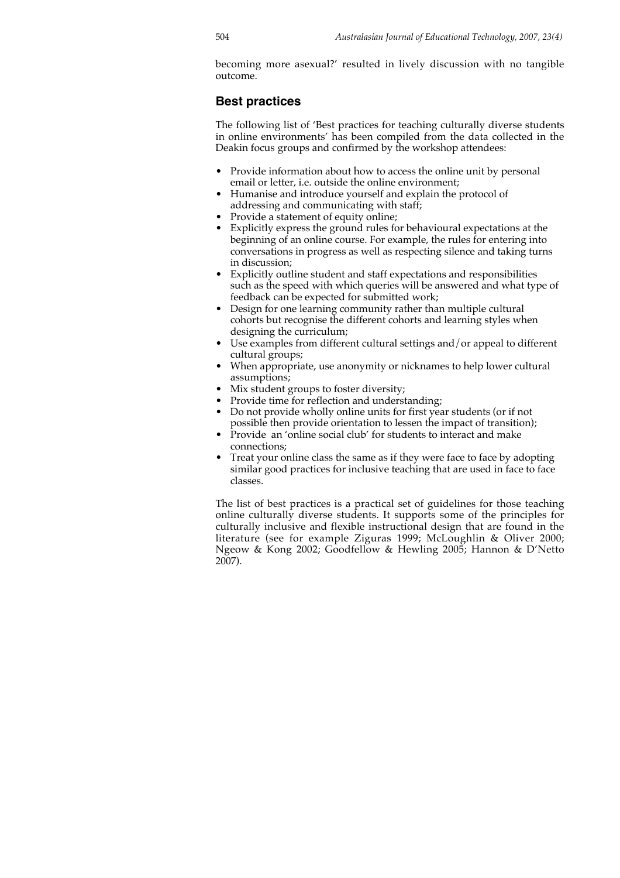becoming more asexual?' resulted in lively discussion with no tangible outcome.

## Best practices

The following list of 'Best practices for teaching culturally diverse students in online environments' has been compiled from the data collected in the Deakin focus groups and confirmed by the workshop attendees:

- Provide information about how to access the online unit by personal email or letter, i.e. outside the online environment;
- Humanise and introduce yourself and explain the protocol of addressing and communicating with staff;
- Provide a statement of equity online;
- Explicitly express the ground rules for behavioural expectations at the beginning of an online course. For example, the rules for entering into conversations in progress as well as respecting silence and taking turns in discussion;
- Explicitly outline student and staff expectations and responsibilities such as the speed with which queries will be answered and what type of feedback can be expected for submitted work;
- Design for one learning community rather than multiple cultural cohorts but recognise the different cohorts and learning styles when designing the curriculum;
- Use examples from different cultural settings and/or appeal to different cultural groups;
- When appropriate, use anonymity or nicknames to help lower cultural assumptions;
- Mix student groups to foster diversity;
- Provide time for reflection and understanding;
- Do not provide wholly online units for first year students (or if not possible then provide orientation to lessen the impact of transition);
- Provide an 'online social club' for students to interact and make connections;
- Treat your online class the same as if they were face to face by adopting similar good practices for inclusive teaching that are used in face to face classes.

The list of best practices is a practical set of guidelines for those teaching online culturally diverse students. It supports some of the principles for culturally inclusive and flexible instructional design that are found in the literature (see for example Ziguras 1999; McLoughlin & Oliver 2000; Ngeow & Kong 2002; Goodfellow & Hewling 2005; Hannon & D'Netto 2007).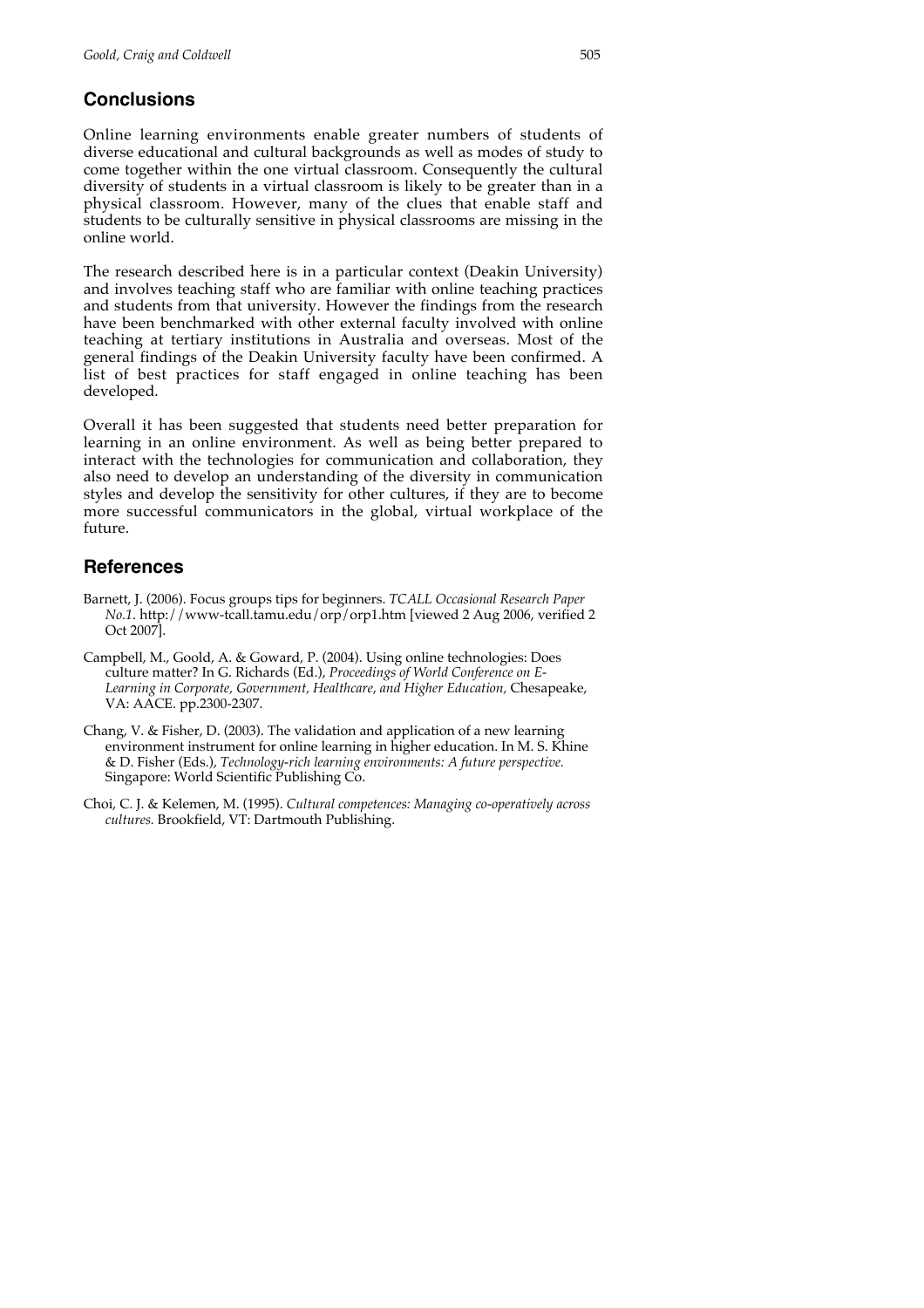## Conclusions

Online learning environments enable greater numbers of students of diverse educational and cultural backgrounds as well as modes of study to come together within the one virtual classroom. Consequently the cultural diversity of students in a virtual classroom is likely to be greater than in a physical classroom. However, many of the clues that enable staff and students to be culturally sensitive in physical classrooms are missing in the online world.

The research described here is in a particular context (Deakin University) and involves teaching staff who are familiar with online teaching practices and students from that university. However the findings from the research have been benchmarked with other external faculty involved with online teaching at tertiary institutions in Australia and overseas. Most of the general findings of the Deakin University faculty have been confirmed. A list of best practices for staff engaged in online teaching has been developed.

Overall it has been suggested that students need better preparation for learning in an online environment. As well as being better prepared to interact with the technologies for communication and collaboration, they also need to develop an understanding of the diversity in communication styles and develop the sensitivity for other cultures, if they are to become more successful communicators in the global, virtual workplace of the future.

## References

Barnett, J. (2006). Focus groups tips for beginners. *TCALL Occasional Research Paper No.1*. http://www-tcall.tamu.edu/orp/orp1.htm [viewed 2 Aug 2006, verified 2 Oct 2007].

Campbell, M., Goold, A. & Goward, P. (2004). Using online technologies: Does culture matter? In G. Richards (Ed.), *Proceedings of World Conference on E-Learning in Corporate, Government, Healthcare, and Higher Education,* Chesapeake, VA: AACE. pp.2300-2307.

Chang, V. & Fisher, D. (2003). The validation and application of a new learning environment instrument for online learning in higher education. In M. S. Khine & D. Fisher (Eds.), *Technology-rich learning environments: A future perspective.* Singapore: World Scientific Publishing Co.

Choi, C. J. & Kelemen, M. (1995). *Cultural competences: Managing co-operatively across cultures.* Brookfield, VT: Dartmouth Publishing.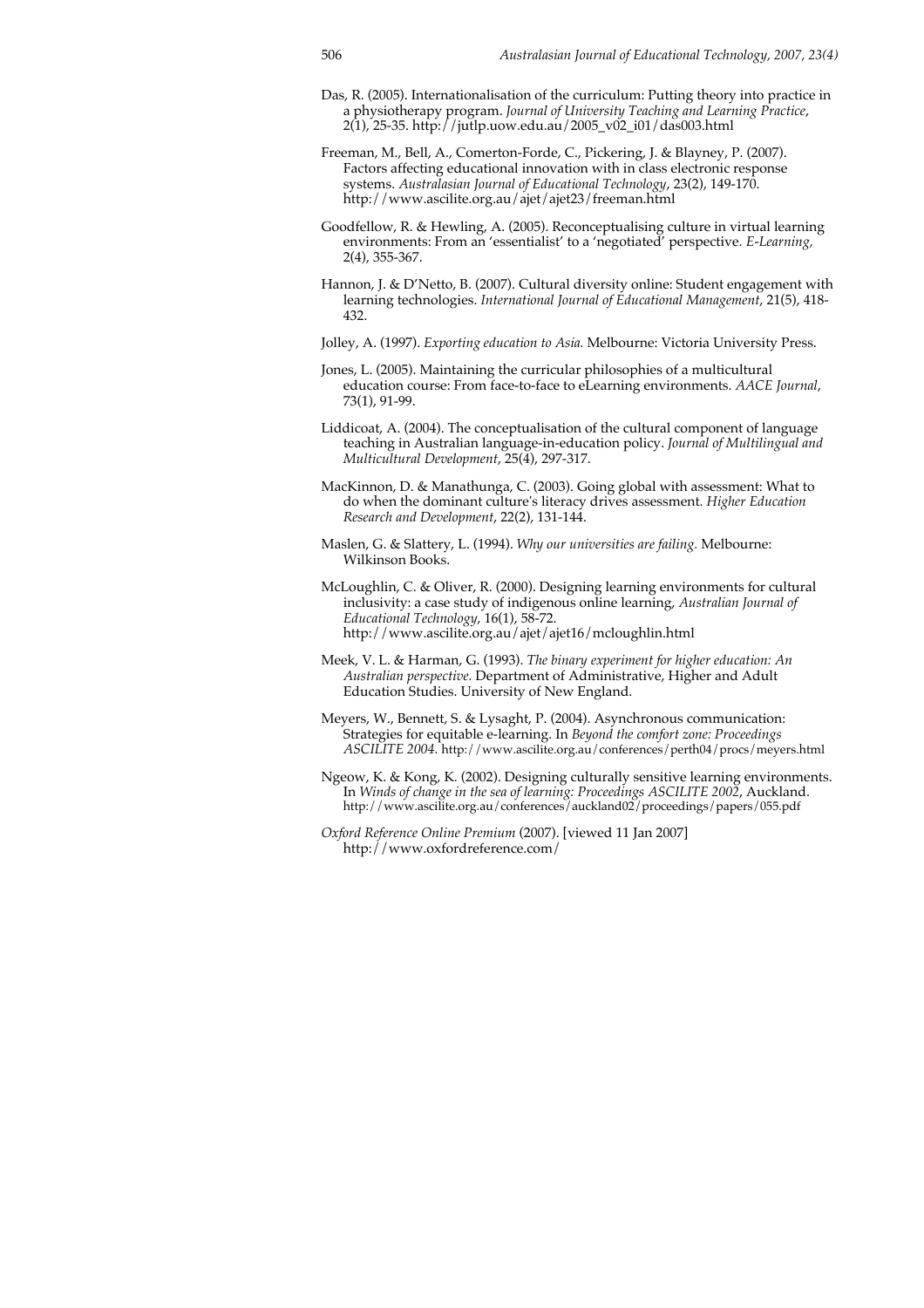Das, R. (2005). Internationalisation of the curriculum: Putting theory into practice in a physiotherapy program. *Journal of University Teaching and Learning Practice*, 2(1), 25-35. http://jutlp.uow.edu.au/2005_v02_i01/das003.html

Freeman, M., Bell, A., Comerton-Forde, C., Pickering, J. & Blayney, P. (2007). Factors affecting educational innovation with in class electronic response systems. *Australasian Journal of Educational Technology*, 23(2), 149-170. http://www.ascilite.org.au/ajet/ajet23/freeman.html

Goodfellow, R. & Hewling, A. (2005). Reconceptualising culture in virtual learning environments: From an 'essentialist' to a 'negotiated' perspective. *E-Learning,* 2(4), 355-367.

Hannon, J. & D'Netto, B. (2007). Cultural diversity online: Student engagement with learning technologies. *International Journal of Educational Management*, 21(5), 418-432.

Jolley, A. (1997). *Exporting education to Asia.* Melbourne: Victoria University Press.

Jones, L. (2005). Maintaining the curricular philosophies of a multicultural education course: From face-to-face to eLearning environments. *AACE Journal*, 73(1), 91-99.

Liddicoat, A. (2004). The conceptualisation of the cultural component of language teaching in Australian language-in-education policy. *Journal of Multilingual and Multicultural Development*, 25(4), 297-317.

MacKinnon, D. & Manathunga, C. (2003). Going global with assessment: What to do when the dominant culture's literacy drives assessment. *Higher Education Research and Development*, 22(2), 131-144.

Maslen, G. & Slattery, L. (1994). *Why our universities are failing.* Melbourne: Wilkinson Books.

McLoughlin, C. & Oliver, R. (2000). Designing learning environments for cultural inclusivity: a case study of indigenous online learning, *Australian Journal of Educational Technology*, 16(1), 58-72. http://www.ascilite.org.au/ajet/ajet16/mcloughlin.html

Meek, V. L. & Harman, G. (1993). *The binary experiment for higher education: An Australian perspective.* Department of Administrative, Higher and Adult Education Studies. University of New England.

Meyers, W., Bennett, S. & Lysaght, P. (2004). Asynchronous communication: Strategies for equitable e-learning. In *Beyond the comfort zone: Proceedings ASCILITE 2004.* http://www.ascilite.org.au/conferences/perth04/procs/meyers.html

Ngeow, K. & Kong, K. (2002). Designing culturally sensitive learning environments. In *Winds of change in the sea of learning: Proceedings ASCILITE 2002*, Auckland. http://www.ascilite.org.au/conferences/auckland02/proceedings/papers/055.pdf

*Oxford Reference Online Premium* (2007). [viewed 11 Jan 2007] http://www.oxfordreference.com/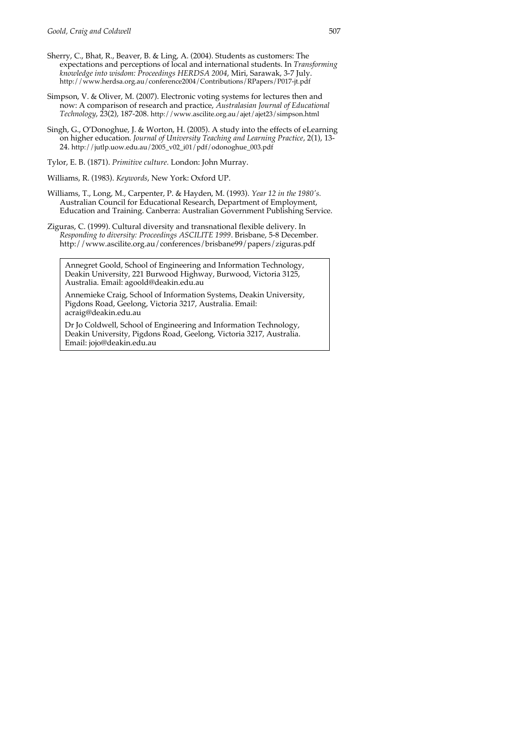Sherry, C., Bhat, R., Beaver, B. & Ling, A. (2004). Students as customers: The expectations and perceptions of local and international students. In *Transforming knowledge into wisdom: Proceedings HERDSA 2004*, Miri, Sarawak, 3-7 July. http://www.herdsa.org.au/conference2004/Contributions/RPapers/P017-jt.pdf

Simpson, V. & Oliver, M. (2007). Electronic voting systems for lectures then and now: A comparison of research and practice, *Australasian Journal of Educational Technology*, 23(2), 187-208. http://www.ascilite.org.au/ajet/ajet23/simpson.html

Singh, G., O'Donoghue, J. & Worton, H. (2005). A study into the effects of eLearning on higher education. *Journal of University Teaching and Learning Practice*, 2(1), 13-24. http://jutlp.uow.edu.au/2005_v02_i01/pdf/odonoghue_003.pdf

Tylor, E. B. (1871). *Primitive culture.* London: John Murray.

Williams, R. (1983). *Keywords*, New York: Oxford UP.

Williams, T., Long, M., Carpenter, P. & Hayden, M. (1993). *Year 12 in the 1980's.* Australian Council for Educational Research, Department of Employment, Education and Training. Canberra: Australian Government Publishing Service.

Ziguras, C. (1999). Cultural diversity and transnational flexible delivery. In *Responding to diversity: Proceedings ASCILITE 1999*. Brisbane, 5-8 December. http://www.ascilite.org.au/conferences/brisbane99/papers/ziguras.pdf

Annegret Goold, School of Engineering and Information Technology, Deakin University, 221 Burwood Highway, Burwood, Victoria 3125, Australia. Email: agoold@deakin.edu.au

Annemieke Craig, School of Information Systems, Deakin University, Pigdons Road, Geelong, Victoria 3217, Australia. Email: acraig@deakin.edu.au

Dr Jo Coldwell, School of Engineering and Information Technology, Deakin University, Pigdons Road, Geelong, Victoria 3217, Australia. Email: jojo@deakin.edu.au